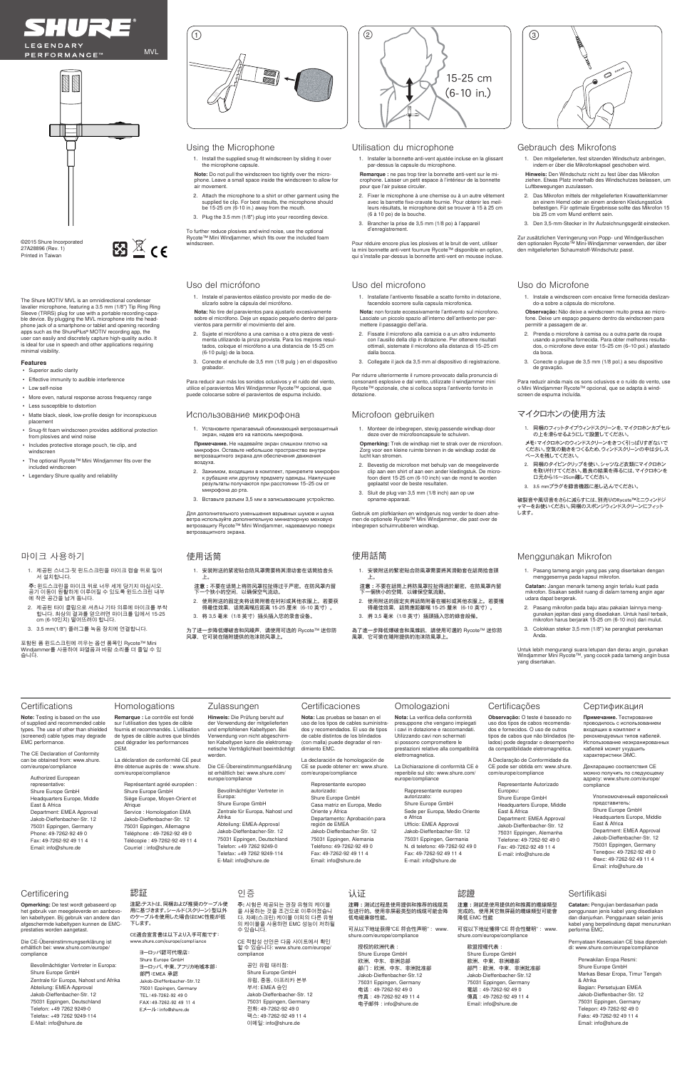# SHURE

LEGENDARY PERFORMANCE™

MVL

①

②

15-25 cm
(6-10 in.)

③

©2015 Shure Incorporated
27A28896 (Rev. 1)
Printed in Taiwan

The Shure MOTIV MVL is an omnidirectional condenser lavalier microphone, featuring a 3.5 mm (1/8") Tip Ring Ring Sleeve (TRRS) plug for use with a portable recording-capable device. By plugging the MVL microphone into the headphone jack of a smartphone or tablet and opening recording apps such as the ShurePlus® MOTIV recording app, the user can easily and discretely capture high-quality audio. It is ideal for use in speech and other applications requiring minimal visibility.

**Features**

- Superior audio clarity
- Effective immunity to audible interference
- Low self-noise
- More even, natural response across frequency range
- Less susceptible to distortion
- Matte black, sleek, low-profile design for inconspicuous placement
- Snug-fit foam windscreen provides additional protection from plosives and wind noise
- Includes protective storage pouch, tie clip, and windscreen
- The optional Rycote™ Mini Windjammer fits over the included windscreen
- Legendary Shure quality and reliability

## Using the Microphone

1. Install the supplied snug-fit windscreen by sliding it over the microphone capsule.

**Note:** Do not pull the windscreen too tightly over the microphone. Leave a small space inside the windscreen to allow for air movement.

2. Attach the microphone to a shirt or other garment using the supplied tie clip. For best results, the microphone should be 15-25 cm (6-10 in.) away from the mouth.
3. Plug the 3.5 mm (1/8") plug into your recording device.

To further reduce plosives and wind noise, use the optional Rycote™ Mini Windjammer, which fits over the included foam windscreen.

## Utilisation du microphone

1. Installer la bonnette anti-vent ajustée incluse en la glissant par-dessus la capsule du microphone.

**Remarque :** ne pas trop tirer la bonnette anti-vent sur le microphone. Laisser un petit espace à l'intérieur de la bonnette pour que l'air puisse circuler.

2. Fixer le microphone à une chemise ou à un autre vêtement avec la barrette fixe-cravate fournie. Pour obtenir les meilleurs résultats, le microphone doit se trouver à 15 à 25 cm (6 à 10 po) de la bouche.
3. Brancher la prise de 3,5 mm (1/8 po) à l'appareil d'enregistrement.

Pour réduire encore plus les plosives et le bruit de vent, utiliser la mini bonnette anti-vent fourrure Rycote™ disponible en option, qui s'installe par-dessus la bonnette anti-vent en mousse incluse.

## Gebrauch des Mikrofons

1. Den mitgelieferten, fest sitzenden Windschutz anbringen, indem er über die Mikrofonkapsel geschoben wird.

**Hinweis:** Den Windschutz nicht zu fest über das Mikrofon ziehen. Etwas Platz innerhalb des Windschutzes belassen, um Luftbewegungen zuzulassen.

2. Das Mikrofon mittels der mitgelieferten Krawattenklammer an einem Hemd oder an einem anderen Kleidungsstück befestigen. Für optimale Ergebnisse sollte das Mikrofon 15 bis 25 cm vom Mund entfernt sein.
3. Den 3,5-mm-Stecker in Ihr Aufzeichnungsgerät einstecken.

Zur zusätzlichen Verringerung von Popp- und Windgeräuschen den optionalen Rycote™ Mini-Windjammer verwenden, der über den mitgelieferten Schaumstoff-Windschutz passt.

## Uso del micrófono

1. Instale el paravientos elástico provisto por medio de deslizarlo sobre la cápsula del micrófono.

**Nota:** No tire del paravientos para ajustarlo excesivamente sobre el micrófono. Deje un espacio pequeño dentro del paravientos para permitir el movimiento del aire.

2. Sujete el micrófono a una camisa o a otra pieza de vestimenta utilizando la pinza provista. Para los mejores resultados, coloque el micrófono a una distancia de 15-25 cm (6-10 pulg) de la boca.
3. Conecte el enchufe de 3,5 mm (1/8 pulg ) en el dispositivo grabador.

Para reducir aun más los sonidos oclusivos y el ruido del viento, utilice el paravientos Mini Windjammer Rycote™ opcional, que puede colocarse sobre el paravientos de espuma incluido.

## Uso del microfono

1. Installare l'antivento fissabile a scatto fornito in dotazione, facendolo scorrere sulla capsula microfonica.

**Nota:** non forzate eccessivamente l'antivento sul microfono. Lasciate un piccolo spazio all'interno dell'antivento per permettere il passaggio dell'aria.

2. Fissate il microfono alla camicia o a un altro indumento con l'ausilio della clip in dotazione. Per ottenere risultati ottimali, sistemate il microfono alla distanza di 15–25 cm dalla bocca.
3. Collegate il jack da 3,5 mm al dispositivo di registrazione.

Per ridurre ulteriormente il rumore provocato dalla pronuncia di consonanti esplosive e dal vento, utilizzate il windjammer mini Rycote™ opzionale, che si colloca sopra l'antivento fornito in dotazione.

## Uso do Microfone

1. Instale a windscreen com encaixe firme fornecida deslizando-a sobre a cápsula do microfone.

**Observação:** Não deixe a windscreen muito presa ao microfone. Deixe um espaço pequeno dentro da windscreen para permitir a passagem de ar.

2. Prenda o microfone à camisa ou a outra parte da roupa usando a presilha fornecida. Para obter melhores resultados, o microfone deve estar 15–25 cm (6–10 pol.) afastado da boca.
3. Conecte o plugue de 3,5 mm (1/8 pol.) a seu dispositivo de gravação.

Para reduzir ainda mais os sons oclusivos e o ruído do vento, use o Mini Windjammer Rycote™ opcional, que se adapta à windscreen de espuma incluída.

## Использование микрофона

1. Установите прилагаемый обжимающий ветрозащитный экран, надев его на капсюль микрофона.

**Примечание.** Не надевайте экран слишком плотно на микрофон. Оставьте небольшое пространство внутри ветрозащитного экрана для обеспечения движения воздуха.

2. Зажимом, входящим в комплект, прикрепите микрофон к рубашке или другому предмету одежды. Наилучшие результаты получаются при расстоянии 15–25 см от микрофона до рта.
3. Вставьте разъем 3,5 мм в записывающее устройство.

Для дополнительного уменьшения взрывных шумов и шума ветра используйте дополнительную миниатюрную меховую ветрозащиту Rycote™ Mini Windjammer, надеваемую поверх ветрозащитного экрана.

## Microfoon gebruiken

1. Monteer de inbegrepen, stevig passende windkap door deze over de microfooncapsule te schuiven.

**Opmerking:** Trek de windkap niet te strak over de microfoon. Zorg voor een kleine ruimte binnen in de windkap zodat de lucht kan stromen.

2. Bevestig de microfoon met behulp van de meegeleverde clip aan een shirt of aan een ander kledingstuk. De microfoon dient 15-25 cm (6-10 inch) van de mond te worden geplaatst voor de beste resultaten.
3. Sluit de plug van 3,5 mm (1/8 inch) aan op uw opname-apparaat.

Gebruik om plofklanken en windgeruis nog verder te doen afnemen de optionele Rycote™ Mini Windjammer, die past over de inbegrepen schuimrubberen windkap.

## マイクロホンの使用方法

1. 同梱のフィットタイプウィンドスクリーンを、マイクロホンカプセルの上を滑らせるようにして設置してください。

**メモ:** マイクロホンのウィンドスクリーンをきつく引っぱりすぎないでください。空気の動きをつくるため、ウィンドスクリーンの中は少しスペースを残してください。

2. 同梱のタイピンクリップを使い、シャツなど衣類にマイクロホンを取り付けてください。最良の結果を得るには、マイクロホンを口元から15～25cm離してください。
3. 3.5 mmプラグを録音機器に差し込みます。

破裂音や風切音をさらに減らすには、別売りのRycote™ミニウィンドジャマーをお使いください。同梱のスポンジウィンドスクリーンにフィットします。

## 마이크 사용하기

1. 제공된 스너그-핏 윈드스크린을 마이크 캡슐 위로 밀어 서 설치합니다.

**주:** 윈드스크린을 마이크 위로 너무 세게 당기지 마십시오. 공기 이동이 원활하게 이루어질 수 있도록 윈드스크린 내부에 작은 공간을 남겨 둡니다.

2. 제공된 타이 클립으로 셔츠나 기타 의류에 마이크를 부착합니다. 최상의 결과를 얻으려면 마이크를 입에서 15-25 cm (6-10인치) 떨어뜨려야 합니다.
3. 3.5 mm(1/8") 플러그를 녹음 장치에 연결합니다.

포함된 폼 윈드스크린에 끼우는 옵션 품목인 Rycote™ Mini Windjammer를 사용하여 파열음과 바람 소리를 더 줄일 수 있습니다.

## 使用话筒

1. 安装附送的紧密贴合防风罩需要将其滑动套在话筒拾音头上。

**注意：**不要在话筒上将防风罩拉扯得过于严紧。在防风罩内留下一个狭小的空间，以确保空气流动。

2. 使用附送的固定夹将话筒夹持在衬衫或其他衣服上。若要获得最佳效果，话筒离嘴距离 15-25 厘米（6-10 英寸）。
3. 将 3.5 毫米（1/8 英寸）插头插入您的录音设备。

为了进一步降低爆破音和风噪声，请使用可选的 Rycote™ 迷你防风罩，它可装在随附提供的泡沫防风罩上。

## 使用話筒

1. 安裝附送的緊密貼合防風罩需要將其滑動套在話筒拾音頭上。

**注意：**不要在話筒上將防風罩拉扯得過於嚴密。在防風罩內留下一個狹小的空間，以確保空氣流動。

2. 使用附送的固定夾將話筒夾持在襯衫或其他衣服上。若要獲得最佳效果，話筒應距離嘴 15-25 厘米（6-10 英寸）。
3. 將 3.5 毫米（1/8 英寸）插頭插入您的錄音設備。

為了進一步降低爆破音和風噪訊，請使用可選的 Rycote™ 迷你防風罩，它可裝在隨附提供的泡沫防風罩上。

## Menggunakan Mikrofon

1. Pasang tameng angin yang pas yang disertakan dengan menggesernya pada kapsul mikrofon.

**Catatan:** Jangan menarik tameng angin terlalu kuat pada mikrofon. Sisakan sedikit ruang di dalam tameng angin agar udara dapat bergerak.

2. Pasang mikrofon pada baju atau pakaian lainnya menggunakan jepitan dasi yang disediakan. Untuk hasil terbaik, mikrofon harus berjarak 15-25 cm (6-10 inci) dari mulut.
3. Colokkan steker 3,5 mm (1/8") ke perangkat perekaman Anda.

Untuk lebih mengurangi suara letupan dan derau angin, gunakan Windjammer Mini Rycote™, yang cocok pada tameng angin busa yang disertakan.

## Certifications

**Note:** Testing is based on the use of supplied and recommended cable types. The use of other than shielded (screened) cable types may degrade EMC performance.

The CE Declaration of Conformity can be obtained from: www.shure.com/europe/compliance

Authorized European representative:
Shure Europe GmbH
Headquarters Europe, Middle East & Africa
Department: EMEA Approval
Jakob-Dieffenbacher-Str. 12
75031 Eppingen, Germany
Phone: 49-7262-92 49 0
Fax: 49-7262-92 49 11 4
Email: info@shure.de

## Homologations

**Remarque :** Le contrôle est fondé sur l'utilisation des types de câble fournis et recommandés. L'utilisation de types de câble autres que blindés peut dégrader les performances CEM.

La déclaration de conformité CE peut être obtenue auprès de : www.shure.com/europe/compliance

Représentant agréé européen :
Shure Europe GmbH
Siège Europe, Moyen-Orient et Afrique
Service : Homologation EMA
Jakob-Dieffenbacher-Str. 12
75031 Eppingen, Allemagne
Téléphone : 49-7262-92 49 0
Télécopie : 49-7262-92 49 11 4
Courriel : info@shure.de

## Zulassungen

**Hinweis:** Die Prüfung beruht auf der Verwendung der mitgelieferten und empfohlenen Kabeltypen. Bei Verwendung von nicht abgeschirmten Kabeltypen kann die elektromagnetische Verträglichkeit beeinträchtigt werden.

Die CE-Übereinstimmungserklärung ist erhältlich bei: www.shure.com/europe/compliance

Bevollmächtigter Vertreter in Europa:
Shure Europe GmbH
Zentrale für Europa, Nahost und Afrika
Abteilung: EMEA-Approval
Jakob-Dieffenbacher-Str. 12
75031 Eppingen, Deutschland
Telefon: +49 7262 9249-0
Telefax: +49 7262 9249-114
E-Mail: info@shure.de

## Certificaciones

**Nota:** Las pruebas se basan en el uso de los tipos de cables suministrados y recomendados. El uso de tipos de cable distintos de los blindados (con malla) puede degradar el rendimiento EMC.

La declaración de homologación de CE se puede obtener en: www.shure.com/europe/compliance

Representante europeo autorizado:
Shure Europe GmbH
Casa matriz en Europa, Medio Oriente y Africa
Departamento: Aprobación para región de EMEA
Jakob-Dieffenbacher-Str. 12
75031 Eppingen, Alemania
Teléfono: 49-7262-92 49 0
Fax: 49-7262-92 49 11 4
Email: info@shure.de

## Omologazioni

**Nota:** La verifica della conformità presuppone che vengano impiegati i cavi in dotazione e raccomandati. Utilizzando cavi non schermati si possono compromettere le prestazioni relative alla compatibilità elettromagnetica.

La Dichiarazione di conformità CE è reperibile sul sito: www.shure.com/europe/compliance

Rappresentante europeo autorizzato:
Shure Europe GmbH
Sede per Europa, Medio Oriente e Africa
Ufficio: EMEA Approval
Jakob-Dieffenbacher-Str. 12
75031 Eppingen, Germania
N. di telefono: 49-7262-92 49 0
Fax: 49-7262-92 49 11 4
E-mail: info@shure.de

## Certificações

**Observação:** O teste é baseado no uso dos tipos de cabos recomendados e fornecidos. O uso de outros tipos de cabos que não blindados (telados) pode degradar o desempenho da compatibilidade eletromagnética.

A Declaração de Conformidade da CE pode ser obtida em: www.shure.com/europe/compliance

Representante Autorizado Europeu:
Shure Europe GmbH
Headquarters Europe, Middle East & Africa
Department: EMEA Approval
Jakob-Dieffenbacher-Str. 12
75031 Eppingen, Alemanha
Telefone: 49-7262-92 49 0
Fax: 49-7262-92 49 11 4
E-mail: info@shure.de

## Сертификация

**Примечание.** Тестирование проводилось с использованием входящих в комплект и рекомендуемых типов кабелей. Использование неэкранированных кабелей может ухудшить характеристики ЭМС.

Декларацию соответствия CE можно получить по следующему адресу: www.shure.com/europe/compliance

Уполномоченный европейский представитель:
Shure Europe GmbH
Headquarters Europe, Middle East & Africa
Department: EMEA Approval
Jakob-Dieffenbacher-Str. 12
75031 Eppingen, Germany
Телефон: 49-7262-92 49 0
Факс: 49-7262-92 49 11 4
Email: info@shure.de

## Certificering

**Opmerking:** De test wordt gebaseerd op het gebruik van meegeleverde en aanbevolen kabeltypen. Bij gebruik van andere dan afgeschermde kabeltypen kunnen de EMC-prestaties worden aangetast.

Die CE-Übereinstimmungserklärung ist erhältlich bei: www.shure.com/europe/compliance

Bevollmächtigter Vertreter in Europa:
Shure Europe GmbH
Zentrale für Europa, Nahost und Afrika
Abteilung: EMEA-Approval
Jakob-Dieffenbacher-Str. 12
75031 Eppingen, Deutschland
Telefon: +49 7262 9249-0
Telefax: +49 7262 9249-114
E-Mail: info@shure.de

## 認証

**注記：**テストは、同梱および推奨のケーブル使用に基づきます。シールド（スクリーン）型以外のケーブルを使用した場合はEMC性能が低下します。

CE適合宣言書は以下より入手可能です：www.shure.com/europe/compliance

ヨーロッパ認可代理店：
Shure Europe GmbH
ヨーロッパ、中東、アフリカ地域本部：
部門：EMEA 承認
Jakob-Dieffenbacher-Str.12
75031 Eppingen, Germany
TEL：49-7262-92 49 0
FAX：49-7262-92 49 11 4
Eメール：info@shure.de

## 인증

**주:** 시험은 제공되는 권장 유형의 케이블을 사용하는 것을 조건으로 이루어졌습니다. 차폐(스크린) 케이블 이외의 다른 유형의 케이블을 사용하면 EMC 성능이 저하될 수 있습니다.

CE 적합성 선언은 다음 사이트에서 확인할 수 있습니다: www.shure.com/europe/compliance

공인 유럽 대리점:
Shure Europe GmbH
유럽, 중동, 아프리카 본부
부서: EMEA 승인
Jakob-Dieffenbacher-Str. 12
75031 Eppingen, Germany
전화: 49-7262-92 49 0
팩스: 49-7262-92 49 11 4
이메일: info@shure.de

## 认证

**注释：**测试过程是使用提供和推荐的线缆类型进行的。使用非屏蔽类型的线缆可能会降低电磁兼容性能。

可从以下地址获得“CE 符合性声明”：www.shure.com/europe/compliance

授权的欧洲代表：
Shure Europe GmbH
欧洲、中东、非洲总部
部门：欧洲、中东、非洲批准部
Jakob-Dieffenbacher-Str. 12
75031 Eppingen, Germany
电话：49-7262-92 49 0
传真：49-7262-92 49 11 4
电子邮件：info@shure.de

## 認證

**注意：**測試是使用提供的和推薦的纜線類型完成的。使用其它無屏蔽的纜線類型可能會降低 EMC 性能

可從以下地址獲得“CE 符合性聲明”：www.shure.com/europe/compliance

歐盟授權代表：
Shure Europe GmbH
歐洲、中東、非洲總部
部門：歐洲、中東、非洲批准部
Jakob-Dieffenbacher-Str. 12
75031 Eppingen, Germany
電話：49-7262-92 49 0
傳真：49-7262-92 49 11 4
Email: info@shure.de

## Sertifikasi

**Catatan:** Pengujian berdasarkan pada penggunaan jenis kabel yang disediakan dan dianjurkan. Penggunaan selain jenis kabel yang berpelindung dapat menurunkan performa EMC.

Pernyataan Kesesuaian CE bisa diperoleh di: www.shure.com/europe/compliance

Perwakilan Eropa Resmi:
Shure Europe GmbH
Markas Besar Eropa, Timur Tengah & Afrika
Bagian: Persetujuan EMEA
Jakob-Dieffenbacher-Str. 12
75031 Eppingen, Germany
Telepon: 49-7262-92 49 0
Faks: 49-7262-92 49 11 4
Email: info@shure.de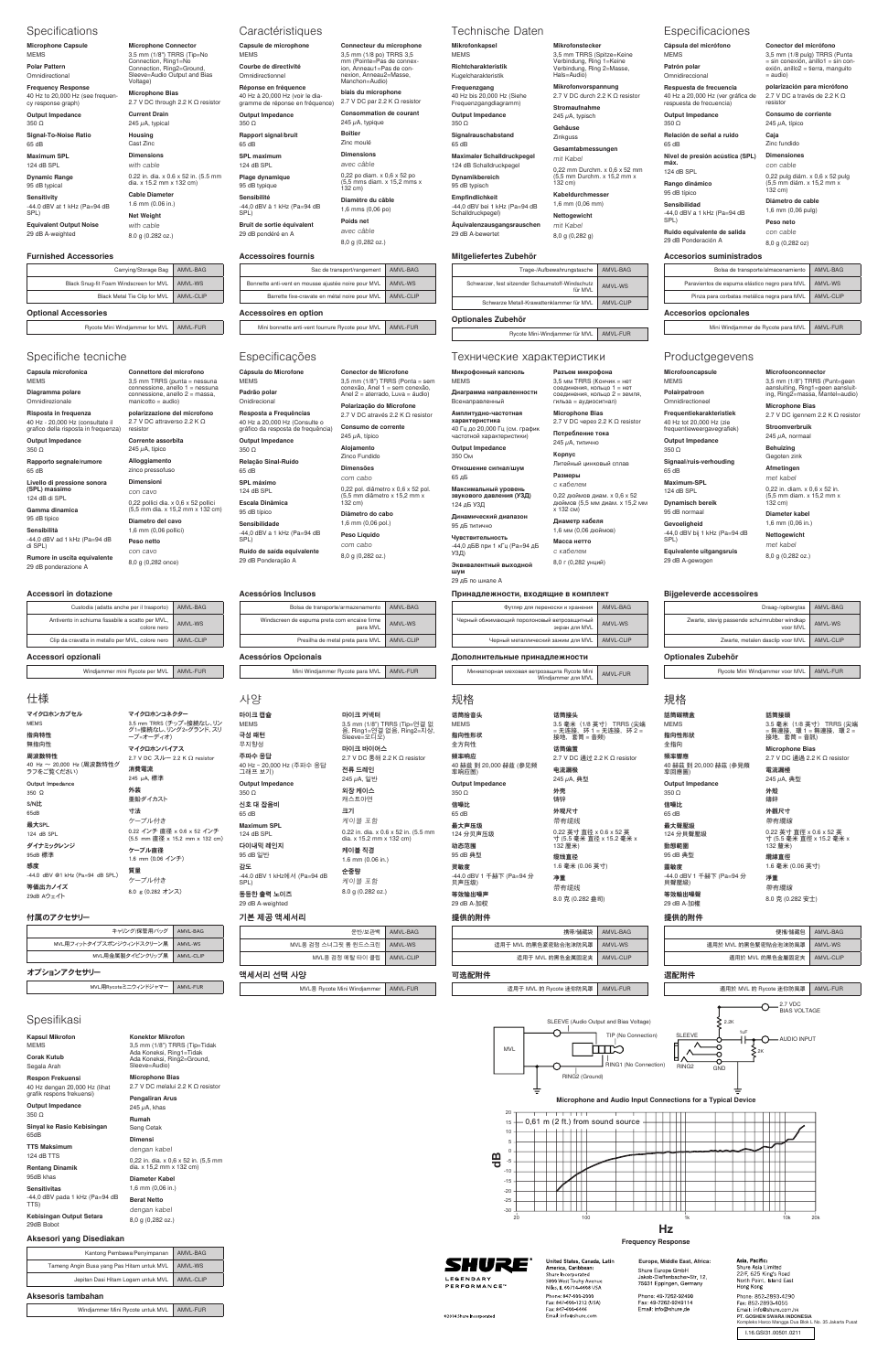# Specifications

**Microphone Capsule**
MEMS

**Polar Pattern**
Omnidirectional

**Frequency Response**
40 Hz to 20,000 Hz (see frequency response graph)

**Output Impedance**
350 Ω

**Signal-To-Noise Ratio**
65 dB

**Maximum SPL**
124 dB SPL

**Dynamic Range**
95 dB typical

**Sensitivity**
-44.0 dBV at 1 kHz (Pa=94 dB SPL)

**Equivalent Output Noise**
29 dB A-weighted

**Microphone Connector**
3.5 mm (1/8") TRRS (Tip=No Connection, Ring1=No Connection, Ring2=Ground, Sleeve=Audio Output and Bias Voltage)

**Microphone Bias**
2.7 V DC through 2.2 K Ω resistor

**Current Drain**
245 μA, typical

**Housing**
Cast Zinc

**Dimensions**
*with cable*
0.22 in. dia. x 0.6 x 52 in. (5.5 mm dia. x 15.2 mm x 132 cm)

**Cable Diameter**
1.6 mm (0.06 in.)

**Net Weight**
*with cable*
8.0 g (0.282 oz.)

### Furnished Accessories

| | |
|---|---|
| Carrying/Storage Bag | AMVL-BAG |
| Black Snug-fit Foam Windscreen for MVL | AMVL-WS |
| Black Metal Tie Clip for MVL | AMVL-CLIP |

### Optional Accessories

| | |
|---|---|
| Rycote Mini Windjammer for MVL | AMVL-FUR |

# Caractéristiques

**Capsule de microphone**
MEMS

**Courbe de directivité**
Omnidirectionnel

**Réponse en fréquence**
40 Hz à 20,000 Hz (voir le diagramme de réponse en fréquence)

**Impédance de sortie**
350 Ω

**Rapport signal/bruit**
65 dB

**SPL maximum**
124 dB SPL

**Plage dynamique**
95 dB typique

**Sensibilité**
-44,0 dBV à 1 kHz (Pa=94 dB SPL)

**Bruit de sortie équivalent**
29 dB pondéré en A

**Connecteur du microphone**
3,5 mm (1/8 po) TRRS 3,5 mm (Pointe=Pas de connexion, Anneau1=Pas de connexion, Anneau2=Masse, Manchon=Audio)

**biais du microphone**
2.7 V DC par 2.2 K Ω resistor

**Consommation de courant**
245 μA, typique

**Boîtier**
Zinc moulé

**Dimensions**
*avec câble*
0,22 po diam. x 0,6 x 52 po (5,5 mms diam. x 15,2 mms x 132 cm)

**Diamètre du câble**
1,6 mms (0,06 po)

**Poids net**
*avec câble*
8,0 g (0,282 oz.)

### Accessoires fournis

| | |
|---|---|
| Sac de transport/rangement | AMVL-BAG |
| Bonnette anti-vent en mousse ajustée noire pour MVL | AMVL-WS |
| Barrette fixe-cravate en métal noire pour MVL | AMVL-CLIP |

### Accessoires en option

| | |
|---|---|
| Mini bonnette anti-vent fourrure Rycote pour MVL | AMVL-FUR |

# Technische Daten

**Mikrofonkapsel**
MEMS

**Richtcharakteristik**
Kugelcharakteristik

**Frequenzgang**
40 Hz bis 20.000 Hz (Siehe Frequenzganddiagramm)

**Output Impedance**
350 Ω

**Signalrauschabstand**
65 dB

**Maximaler Schalldruckpegel**
124 dB Schalldruckpegel

**Dynamikbereich**
95 dB typisch

**Empfindlichkeit**
-44,0 dBV bei 1 kHz (Pa=94 dB Schalldruckpegel)

**Äquivalenzausgangsrauschen**
29 dB A-bewertet

**Mikrofonstecker**
3,5 mm TRRS (Spitze=Keine Verbindung, Ring 1=Keine Verbindung, Ring 2=Masse, Hals=Audio)

**Mikrofonvorspannung**
2,7 V DC durch 2,2 K Ω resistor

**Stromaufnahme**
245 μA, typisch

**Gehäuse**
Zinkguss

**Gesamtabmessungen**
*mit Kabel*
0,22 mm Durchm. x 0,6 x 52 mm (5,5 mm Durchm. x 15,2 mm x 132 cm)

**Kabeldurchmesser**
1,6 mm (0,06 mm)

**Nettogewicht**
*mit Kabel*
8,0 g (0,282 g)

### Mitgeliefertes Zubehör

| | |
|---|---|
| Trage-/Aufbewahrungstasche | AMVL-BAG |
| Schwarzer, fest sitzender Schaumstoff-Windschutz für MVL | AMVL-WS |
| Schwarze Metall-Krawattenklammer für MVL | AMVL-CLIP |

### Optionales Zubehör

| | |
|---|---|
| Rycote Mini-Windjammer für MVL | AMVL-FUR |

# Especificaciones

**Cápsula del micrófono**
MEMS

**Patrón polar**
Omnidireccional

**Respuesta de frecuencia**
40 Hz a 20,000 Hz (ver gráfica de respuesta de frecuencia)

**Output Impedance**
350 Ω

**Relación de señal a ruido**
65 dB

**Nivel de presión acústica (SPL) máx.**
124 dB SPL

**Rango dinámico**
95 dB típico

**Sensibilidad**
-44,0 dBV a 1 kHz (Pa=94 dB SPL)

**Ruido equivalente de salida**
29 dB Ponderación A

**Conector del micrófono**
3,5 mm (1/8 pulg) TRRS (Punta = sin conexión, anillo1 = sin conexión, anillo2 = tierra, manguito = audio)

**polarización para micrófono**
2.7 V DC a través de 2.2 K Ω resistor

**Consumo de corriente**
245 μA, típico

**Caja**
Zinc fundido

**Dimensiones**
*con cable*
0,22 pulg diám. x 0,6 x 52 pulg (5,5 mm diám. x 15,2 mm x 132 cm)

**Diámetro de cable**
1,6 mm (0,06 pulg)

**Peso neto**
*con cable*
8,0 g (0,282 oz)

### Accesorios suministrados

| | |
|---|---|
| Bolsa de transporte/almacenamiento | AMVL-BAG |
| Paravientos de espuma elástico negro para MVL | AMVL-WS |
| Pinza para corbatas metálica negra para MVL | AMVL-CLIP |

### Accesorios opcionales

| | |
|---|---|
| Mini Windjammer de Rycote para MVL | AMVL-FUR |

# Specifiche tecniche

**Capsula microfonica**
MEMS

**Diagramma polare**
Omnidirezionale

**Risposta in frequenza**
40 Hz - 20,000 Hz (consultate il grafico della risposta in frequenza)

**Output Impedance**
350 Ω

**Rapporto segnale/rumore**
65 dB

**Livello di pressione sonora (SPL) massimo**
124 dB di SPL

**Gamma dinamica**
95 dB tipico

**Sensibilità**
-44.0 dBV a 1 kHz (Pa=94 dB di SPL)

**Rumore in uscita equivalente**
29 dB ponderazione A

**Connettore del microfono**
3,5 mm TRRS (punta = nessuna connessione, anello 1 = nessuna connessione, anello 2 = massa, manicotto = audio)

**polarizzazione del microfono**
2.7 V DC attraverso 2.2 K Ω resistor

**Corrente assorbita**
245 μA, tipico

**Alloggiamento**
zinco pressofuso

**Dimensioni**
*con cavo*
0,22 pollici dia. x 0,6 x 52 pollici (5,5 mm dia. x 15,2 mm x 132 cm)

**Diametro del cavo**
1,6 mm (0,06 pollici)

**Peso netto**
*con cavo*
8,0 g (0,282 once)

### Accessori in dotazione

| | |
|---|---|
| Custodia (adatta anche per il trasporto) | AMVL-BAG |
| Antivento in schiuma fissabile a scatto per MVL, colore nero | AMVL-WS |
| Clip da cravatta in metallo per MVL, colore nero | AMVL-CLIP |

### Accessori opzionali

| | |
|---|---|
| Windjammer mini Rycote per MVL | AMVL-FUR |

# Especificações

**Cápsula do Microfone**
MEMS

**Padrão polar**
Onidirecional

**Resposta a Frequências**
40 Hz a 20,000 Hz (Consulte o gráfico da resposta de frequência)

**Output Impedance**
350 Ω

**Relação Sinal-Ruído**
65 dB

**SPL máximo**
124 dB SPL

**Escala Dinâmica**
95 dB típico

**Sensibilidade**
-44,0 dBV a 1 kHz (Pa=94 dB SPL)

**Ruído de saída equivalente**
29 dB Ponderação A

**Conector de Microfone**
3,5 mm (1/8") TRRS (Ponta = sem conexão, Anel 1 = sem conexão, Anel 2 = terra, Luva = áudio)

**Polarização do Microfone**
2.7 V DC através 2.2 K Ω resistor

**Consumo de corrente**
245 μA, típico

**Alojamento**
Zinco Fundido

**Dimensões**
*com cabo*
0,22 pol. diâmetro x 0,6 x 52 pol. (5,5 mm diâmetro x 15,2 mm x 132 cm)

**Diâmetro do cabo**
1,6 mm (0,06 pol.)

**Peso Líquido**
*com cabo*
8,0 g (0,282 oz.)

### Acessórios Inclusos

| | |
|---|---|
| Bolsa de transporte/armazenamento | AMVL-BAG |
| Windscreen de espuma preta com encaixe firme para MVL | AMVL-WS |
| Presilha de metal preta para MVL | AMVL-CLIP |

### Acessórios Opcionais

| | |
|---|---|
| Mini Windjammer Rycote para MVL | AMVL-FUR |

# Технические характеристики

**Микрофонный капсюль**
MEMS

**Диаграмма направленности**
Всенаправленный

**Амплитудно-частотная характеристика**
40 Гц до 20,000 Гц (см. график частотной характеристики)

**Output Impedance**
350 Ом

**Отношение сигнал/шум**
65 дБ

**Максимальный уровень звукового давления (УЗД)**
124 дБ УЗД

**Динамический диапазон**
95 дБ типично

**Чувствительность**
-44,0 дБВ при 1 кГц (Па=94 дБ УЗД)

**Эквивалентный выходной шум**
29 дБ по шкале А

**Разъем микрофона**
3,5 мм TRRS (Кончик = нет соединения, кольцо 1 = нет соединения, кольцо 2 = земля, гильза = аудиосигнал)

**Microphone Bias**
2.7 V DC через 2.2 K Ω resistor

**Потребление тока**
245 μA, типично

**Корпус**
Литейный цинковый сплав

**Размеры**
*с кабелем*
0,22 дюймов диам. x 0,6 x 52 дюймов (5,5 мм диам. x 15,2 мм x 132 см)

**Диаметр кабеля**
1,6 мм (0,06 дюймов)

**Масса нетто**
*с кабелем*
8,0 г (0,282 унций)

### Принадлежности, входящие в комплект

| | |
|---|---|
| Футляр для переноски и хранения | AMVL-BAG |
| Черный обжимающий поролоновый ветрозащитный экран для MVL | AMVL-WS |
| Черный металлический зажим для MVL | AMVL-CLIP |

### Дополнительные принадлежности

| | |
|---|---|
| Миниатюрная меховая ветрозащита Rycote Mini Windjammer для MVL | AMVL-FUR |

# Productgegevens

**Microfooncapsule**
MEMS

**Polairpatroon**
Omnidirectioneel

**Frequentiekarakteristiek**
40 Hz tot 20,000 Hz (zie frequentieweergavegrafiek)

**Output Impedance**
350 Ω

**Signaal/ruis-verhouding**
65 dB

**Maximum-SPL**
124 dB SPL

**Dynamisch bereik**
95 dB normaal

**Gevoeligheid**
-44,0 dBV bij 1 kHz (Pa=94 dB SPL)

**Equivalente uitgangsruis**
29 dB A-gewogen

**Microfoonconnector**
3,5 mm (1/8") TRRS (Punt=geen aansluiting, Ring1=geen aansluiting, Ring2=massa, Mantel=audio)

**Microphone Bias**
2.7 V DC igennem 2.2 K Ω resistor

**Stroomverbruik**
245 μA, normaal

**Behuizing**
Gegoten zink

**Afmetingen**
*met kabel*
0.22 in. diam. x 0,6 x 52 in. (5,5 mm diam. x 15,2 mm x 132 cm)

**Diameter kabel**
1,6 mm (0,06 in.)

**Nettogewicht**
*met kabel*
8,0 g (0,282 oz.)

### Bijgeleverde accessoires

| | |
|---|---|
| Draag-/opbergtas | AMVL-BAG |
| Zwarte, stevig passende schuimrubber windkap voor MVL | AMVL-WS |
| Zwarte, metalen dasclip voor MVL | AMVL-CLIP |

### Optionales Zubehör

| | |
|---|---|
| Rycote Mini Windjammer voor MVL | AMVL-FUR |

# 仕様

**マイクロホンカプセル**
MEMS

**指向特性**
無指向性

**周波数特性**
40 Hz ～ 20,000 Hz (周波数特性グラフをご覧ください)

**Output Impedance**
350 Ω

**S/N比**
65dB

**最大SPL**
124 dB SPL

**ダイナミックレンジ**
95dB 標準

**感度**
-44.0 dBV @1 kHz (Pa=94 dB SPL)

**等価出力ノイズ**
29dB Aウェイト

**マイクロホンコネクター**
3.5 mm TRRS (チップ=接続なし, リング1=接続なし, リング2=グランド, スリーブ=オーディオ)

**マイクロホンバイアス**
2.7 V DC スルー 2.2 K Ω resistor

**消費電流**
245 μA, 標準

**外装**
亜鉛ダイカスト

**寸法**
*ケーブル付き*
0.22 インチ 直径 x 0.6 x 52 インチ (5.5 mm 直径 x 15.2 mm x 132 cm)

**ケーブル直径**
1.6 mm (0.06 インチ)

**質量**
*ケーブル付き*
8.0 g (0.282 オンス)

### 付属のアクセサリー

| | |
|---|---|
| キャリング/保管用バッグ | AMVL-BAG |
| MVL用フィットタイプスポンジウィンドスクリーン黒 | AMVL-WS |
| MVL用金属製タイピンクリップ黒 | AMVL-CLIP |

### オプションアクセサリー

| | |
|---|---|
| MVL用Rycoteミニウィンドジャマー | AMVL-FUR |

# 사양

**마이크 캡슐**
MEMS

**극성 패턴**
무지향성

**주파수 응답**
40 Hz ~ 20,000 Hz (주파수 응답 그래프 참조)

**Output Impedance**
350 Ω

**신호 대 잡음비**
65 dB

**Maximum SPL**
124 dB SPL

**다이내믹 레인지**
95 dB 일반

**감도**
-44.0 dBV 1 kHz에서 (Pa=94 dB SPL)

**동등한 출력 노이즈**
29 dB A-weighted

**마이크 커넥터**
3.5 mm (1/8") TRRS (Tip=연결 없음, Ring1=연결 없음, Ring2=지선, Sleeve=오디오)

**마이크 바이어스**
2.7 V DC 통해 2.2 K Ω resistor

**전류 드레인**
245 μA, 일반

**외장 케이스**
캐스트아연

**크기**
*케이블 포함*
0.22 in. dia. x 0.6 x 52 in. (5.5 mm dia. x 15.2 mm x 132 cm)

**케이블 직경**
1.6 mm (0.06 in.)

**순중량**
*케이블 포함*
8.0 g (0.282 oz.)

### 기본 제공 액세서리

| | |
|---|---|
| 운반/보관백 | AMVL-BAG |
| MVL용 검정 스너그핏 폼 윈드스크린 | AMVL-WS |
| MVL용 검정 메탈 타이 클립 | AMVL-CLIP |

### 액세서리 선택 사양

| | |
|---|---|
| MVL용 Rycote Mini Windjammer | AMVL-FUR |

# 规格

**话筒拾音头**
MEMS

**极向性形状**
全方向性

**频率响应**
40 赫兹 到 20,000 赫兹 (参见频率响应图)

**Output Impedance**
350 Ω

**信噪比**
65 dB

**最大声压级**
124 分贝声压级

**动态范围**
95 dB 典型

**灵敏度**
-44.0 dBV 1 千赫下 (Pa=94 分贝声压级)

**等效输出噪声**
29 dB A-加权

**话筒接头**
3.5 毫米 (1/8 英寸) TRRS (尖端 = 无连接，环 1 = 无连接，环 2 = 接地，套筒 = 音频)

**话筒偏置**
2.7 V DC 通过 2.2 K Ω resistor

**电流漏极**
245 μA, 典型

**外壳**
铸锌

**外观尺寸**
*带有缆线*
0.22 英寸 直径 x 0.6 x 52 英寸 (5.5 毫米 直径 x 15.2 毫米 x 132 厘米)

**缆线直径**
1.6 毫米 (0.06 英寸)

**净重**
*带有缆线*
8.0 克 (0.282 盎司)

### 提供的附件

| | |
|---|---|
| 携带/储藏袋 | AMVL-BAG |
| 适用于 MVL 的黑色紧密贴合泡沫防风罩 | AMVL-WS |
| 适用于 MVL 的黑色金属回定夹 | AMVL-CLIP |

### 可选配附件

| | |
|---|---|
| 适用于 MVL 的 Rycote 迷你防风罩 | AMVL-FUR |

# 規格

**話筒頭精囊**
MEMS

**指向性形狀**
全指向

**頻率響應**
40 赫茲 到 20,000 赫茲 (參見頻率響應圖)

**Output Impedance**
350 Ω

**信噪比**
65 dB

**最大聲壓級**
124 分貝聲壓級

**動態範圍**
95 dB 典型

**靈敏度**
-44.0 dBV 1 千赫下 (Pa=94 分貝聲壓級)

**等效輸出噪聲**
29 dB A-加權

**話筒接頭**
3.5 毫米 (1/8 英寸) TRRS (尖端 = 無連接，環 1 = 無連接，環 2 = 接地，套筒 = 音訊)

**Microphone Bias**
2.7 V DC 通過 2.2 K Ω resistor

**電流漏極**
245 μA, 典型

**外殼**
鑄鋅

**外觀尺寸**
*帶有纜線*
0.22 英寸 直徑 x 0.6 x 52 英寸 (5.5 毫米 直徑 x 15.2 毫米 x 132 厘米)

**纜線直徑**
1.6 毫米 (0.06 英寸)

**淨重**
*帶有纜線*
8.0 克 (0.282 盎司)

### 提供的附件

| | |
|---|---|
| 便攜/儲藏袋 | AMVL-BAG |
| 適用於 MVL 的黑色緊密貼合泡沫防風罩 | AMVL-WS |
| 適用於 MVL 的黑色金屬回定夾 | AMVL-CLIP |

### 選配附件

| | |
|---|---|
| 適用於 MVL 的 Rycote 迷你防風罩 | AMVL-FUR |

# Spesifikasi

**Kapsul Mikrofon**
MEMS

**Corak Kutub**
Segala Arah

**Respon Frekuensi**
40 Hz dengan 20,000 Hz (lihat grafik respons frekuensi)

**Output Impedance**
350 Ω

**Sinyal ke Rasio Kebisingan**
65dB

**TTS Maksimum**
124 dB TTS

**Rentang Dinamik**
95dB khas

**Sensitivitas**
-44,0 dBV pada 1 kHz (Pa=94 dB TTS)

**Kebisingan Output Setara**
29dB Bobot

**Konektor Mikrofon**
3,5 mm (1/8") TRRS (Tip=Tidak Ada Koneksi, Ring1=Tidak Ada Koneksi, Ring2=Ground, Sleeve=Audio)

**Microphone Bias**
2.7 V DC melalui 2.2 K Ω resistor

**Pengaliran Arus**
245 μA, khas

**Rumah**
Seng Cetak

**Dimensi**
*dengan kabel*
0,22 in. dia. x 0,6 x 52 in. (5,5 mm dia. x 15,2 mm x 132 cm)

**Diameter Kabel**
1,6 mm (0,06 in.)

**Berat Netto**
*dengan kabel*
8,0 g (0,282 oz.)

### Aksesori yang Disediakan

| | |
|---|---|
| Kantong Pembawa/Penyimpanan | AMVL-BAG |
| Tameng Angin Busa yang Pas Hitam untuk MVL | AMVL-WS |
| Jepitan Dasi Hitam Logam untuk MVL | AMVL-CLIP |

### Aksesoris tambahan

| | |
|---|---|
| Windjammer Mini Rycote untuk MVL | AMVL-FUR |

MVL
SLEEVE (Audio Output and Bias Voltage)
TIP (No Connection)
RING1 (No Connection)
RING2 (Ground)
SLEEVE
RING2
GND
2.2K
2K
1μF
2.7 VDC BIAS VOLTAGE
AUDIO INPUT

Microphone and Audio Input Connections for a Typical Device

0,61 m (2 ft.) from sound source
dB
Hz
20, 15, 10, 5, 0, -5, -10, -15, -20, -25, -30
20, 100, 1k, 10k, 20k

Frequency Response

SHURE
LEGENDARY PERFORMANCE™

©2014 Shure Incorporated

**United States, Canada, Latin America, Caribbean:**
Shure Incorporated
5800 West Touhy Avenue
Niles, IL 60714-4608 USA
Phone: 847-600-2000
Fax: 847-600-1212 (USA)
Fax: 847-600-6446
Email: info@shure.com

**Europe, Middle East, Africa:**
Shure Europe GmbH
Jakob-Dieffenbacher-Str. 12,
75031 Eppingen, Germany
Phone: 49-7262-92490
Fax: 49-7262-9249114
Email: info@shure.de

**Asia, Pacific:**
Shure Asia Limited
22/F, 625 King's Road
North Point, Island East
Hong Kong
Phone: 852-2893-4290
Fax: 852-2893-4055
Email: info@shure.com.hk
PT. GOSHEN SWARA INDONESIA
Komplek Harco Mangga Dua Blok L No. 35 Jakarta Pusat

I.16.GS/31.00501.0211